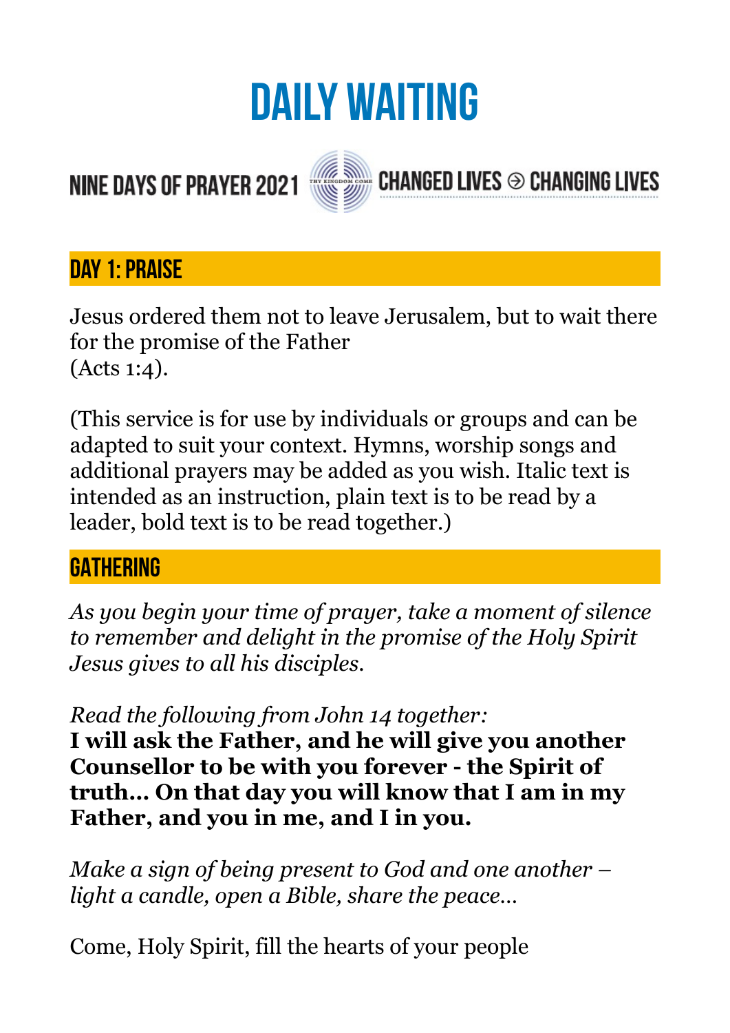# DAILY WAITING

NINE DAYS OF PRAYER 2021 — THY KINGDOM COME — CHANGED LIVES ⊝ CHANGING LIVES

## DAY 1: PRAISE

Jesus ordered them not to leave Jerusalem, but to wait there for the promise of the Father
(Acts 1:4).

(This service is for use by individuals or groups and can be adapted to suit your context. Hymns, worship songs and additional prayers may be added as you wish. Italic text is intended as an instruction, plain text is to be read by a leader, bold text is to be read together.)

## GATHERING

*As you begin your time of prayer, take a moment of silence to remember and delight in the promise of the Holy Spirit Jesus gives to all his disciples.*

*Read the following from John 14 together:*
**I will ask the Father, and he will give you another Counsellor to be with you forever - the Spirit of truth… On that day you will know that I am in my Father, and you in me, and I in you.**

*Make a sign of being present to God and one another – light a candle, open a Bible, share the peace…*

Come, Holy Spirit, fill the hearts of your people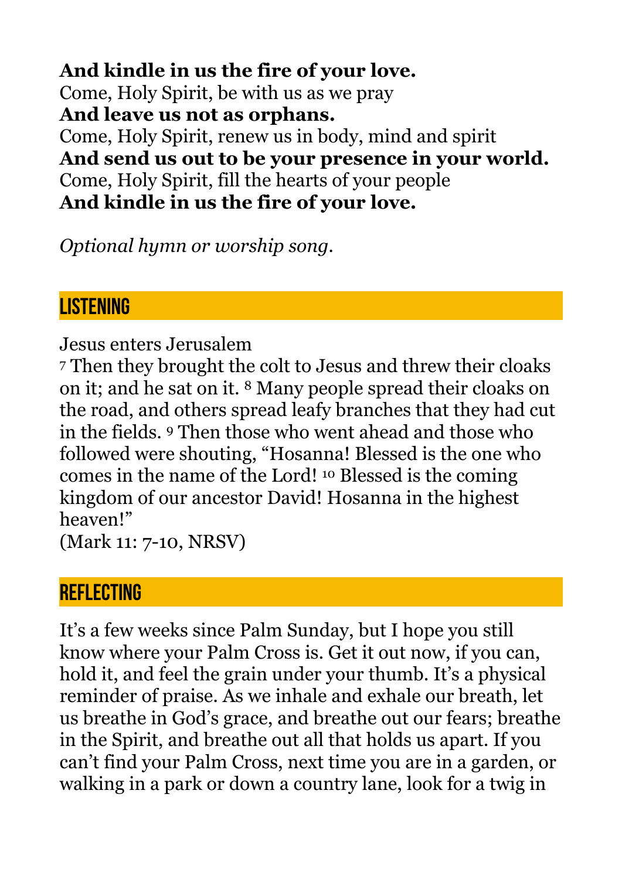**And kindle in us the fire of your love.**
Come, Holy Spirit, be with us as we pray
**And leave us not as orphans.**
Come, Holy Spirit, renew us in body, mind and spirit
**And send us out to be your presence in your world.**
Come, Holy Spirit, fill the hearts of your people
**And kindle in us the fire of your love.**

*Optional hymn or worship song.*

## Listening

Jesus enters Jerusalem
7 Then they brought the colt to Jesus and threw their cloaks on it; and he sat on it. 8 Many people spread their cloaks on the road, and others spread leafy branches that they had cut in the fields. 9 Then those who went ahead and those who followed were shouting, "Hosanna! Blessed is the one who comes in the name of the Lord! 10 Blessed is the coming kingdom of our ancestor David! Hosanna in the highest heaven!"
(Mark 11: 7-10, NRSV)

## Reflecting

It's a few weeks since Palm Sunday, but I hope you still know where your Palm Cross is. Get it out now, if you can, hold it, and feel the grain under your thumb. It's a physical reminder of praise. As we inhale and exhale our breath, let us breathe in God's grace, and breathe out our fears; breathe in the Spirit, and breathe out all that holds us apart. If you can't find your Palm Cross, next time you are in a garden, or walking in a park or down a country lane, look for a twig in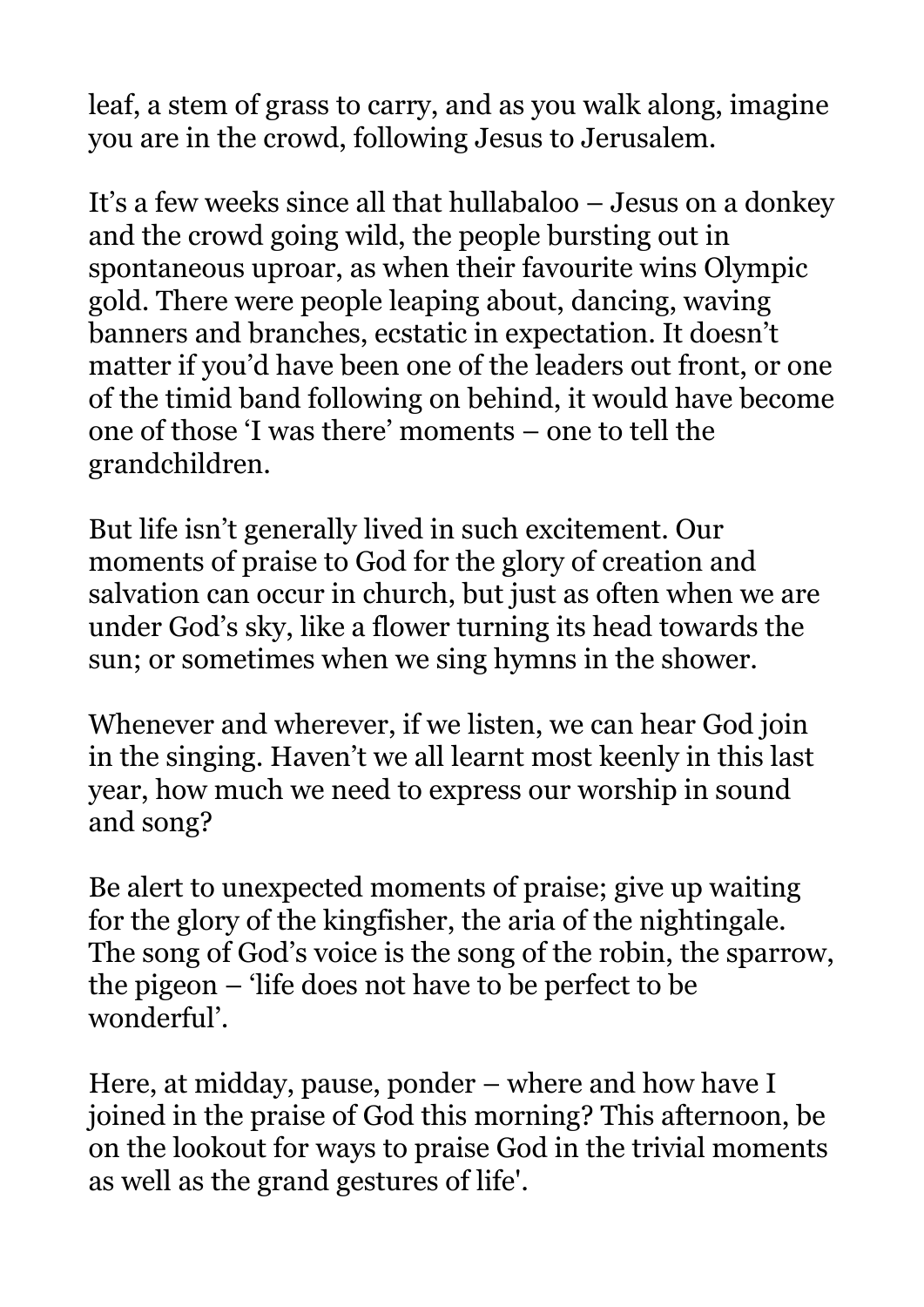leaf, a stem of grass to carry, and as you walk along, imagine you are in the crowd, following Jesus to Jerusalem.

It's a few weeks since all that hullabaloo – Jesus on a donkey and the crowd going wild, the people bursting out in spontaneous uproar, as when their favourite wins Olympic gold. There were people leaping about, dancing, waving banners and branches, ecstatic in expectation. It doesn't matter if you'd have been one of the leaders out front, or one of the timid band following on behind, it would have become one of those 'I was there' moments – one to tell the grandchildren.

But life isn't generally lived in such excitement. Our moments of praise to God for the glory of creation and salvation can occur in church, but just as often when we are under God's sky, like a flower turning its head towards the sun; or sometimes when we sing hymns in the shower.

Whenever and wherever, if we listen, we can hear God join in the singing. Haven't we all learnt most keenly in this last year, how much we need to express our worship in sound and song?

Be alert to unexpected moments of praise; give up waiting for the glory of the kingfisher, the aria of the nightingale. The song of God's voice is the song of the robin, the sparrow, the pigeon – 'life does not have to be perfect to be wonderful'.

Here, at midday, pause, ponder – where and how have I joined in the praise of God this morning? This afternoon, be on the lookout for ways to praise God in the trivial moments as well as the grand gestures of life'.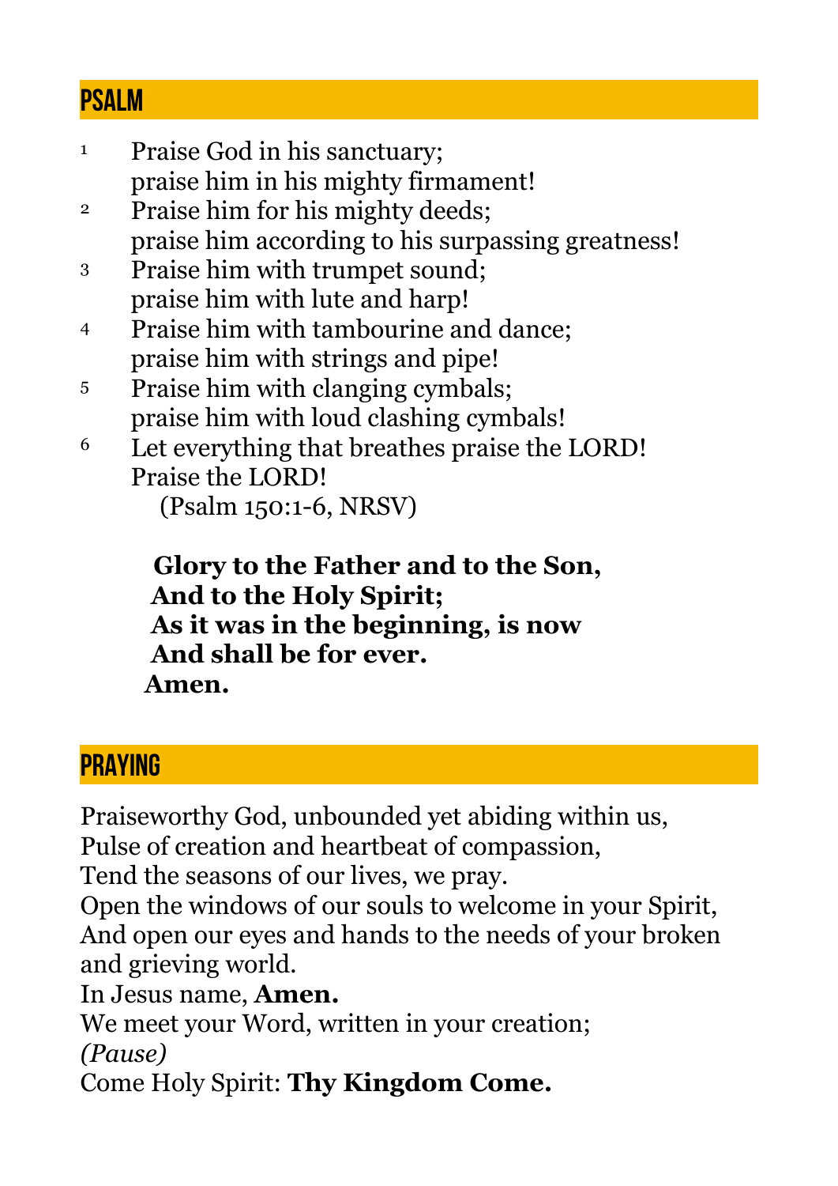## PSALM

[1] Praise God in his sanctuary;
praise him in his mighty firmament!
[2] Praise him for his mighty deeds;
praise him according to his surpassing greatness!
[3] Praise him with trumpet sound;
praise him with lute and harp!
[4] Praise him with tambourine and dance;
praise him with strings and pipe!
[5] Praise him with clanging cymbals;
praise him with loud clashing cymbals!
[6] Let everything that breathes praise the LORD!
Praise the LORD!
(Psalm 150:1-6, NRSV)

**Glory to the Father and to the Son,**
**And to the Holy Spirit;**
**As it was in the beginning, is now**
**And shall be for ever.**
**Amen.**

## PRAYING

Praiseworthy God, unbounded yet abiding within us,
Pulse of creation and heartbeat of compassion,
Tend the seasons of our lives, we pray.
Open the windows of our souls to welcome in your Spirit,
And open our eyes and hands to the needs of your broken and grieving world.
In Jesus name, **Amen.**
We meet your Word, written in your creation;
*(Pause)*
Come Holy Spirit: **Thy Kingdom Come.**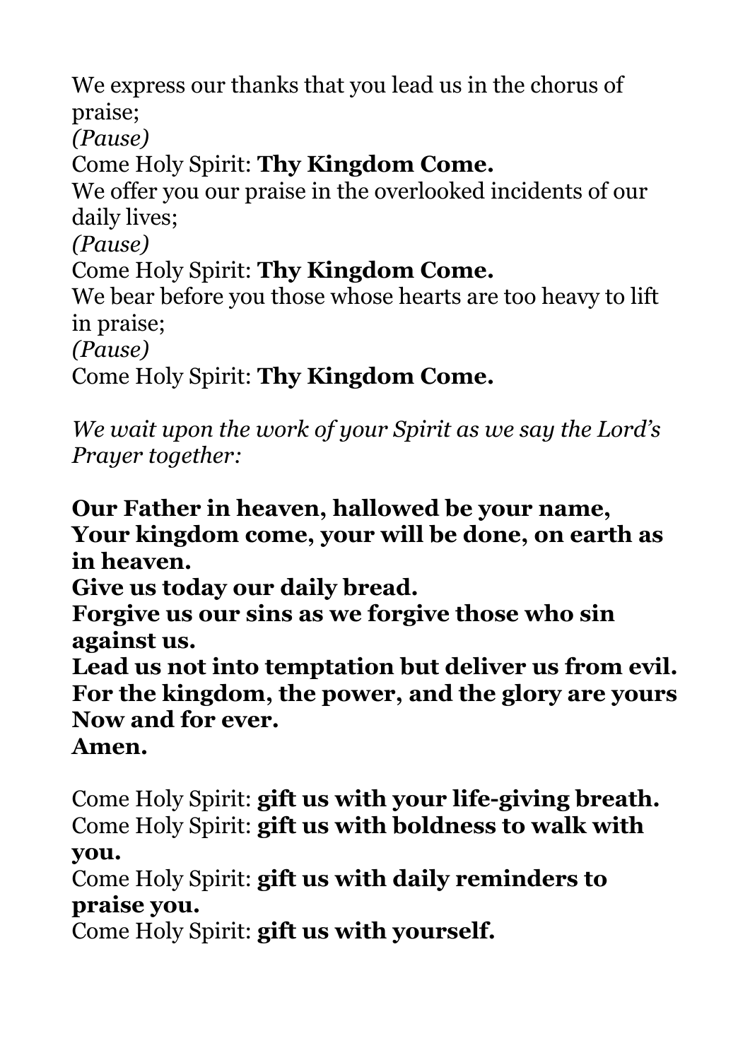We express our thanks that you lead us in the chorus of praise;
*(Pause)*
Come Holy Spirit: **Thy Kingdom Come.**
We offer you our praise in the overlooked incidents of our daily lives;
*(Pause)*
Come Holy Spirit: **Thy Kingdom Come.**
We bear before you those whose hearts are too heavy to lift in praise;
*(Pause)*
Come Holy Spirit: **Thy Kingdom Come.**

*We wait upon the work of your Spirit as we say the Lord's Prayer together:*

**Our Father in heaven, hallowed be your name,**
**Your kingdom come, your will be done, on earth as in heaven.**
**Give us today our daily bread.**
**Forgive us our sins as we forgive those who sin against us.**
**Lead us not into temptation but deliver us from evil.**
**For the kingdom, the power, and the glory are yours**
**Now and for ever.**
**Amen.**

Come Holy Spirit: **gift us with your life-giving breath.**
Come Holy Spirit: **gift us with boldness to walk with you.**
Come Holy Spirit: **gift us with daily reminders to praise you.**
Come Holy Spirit: **gift us with yourself.**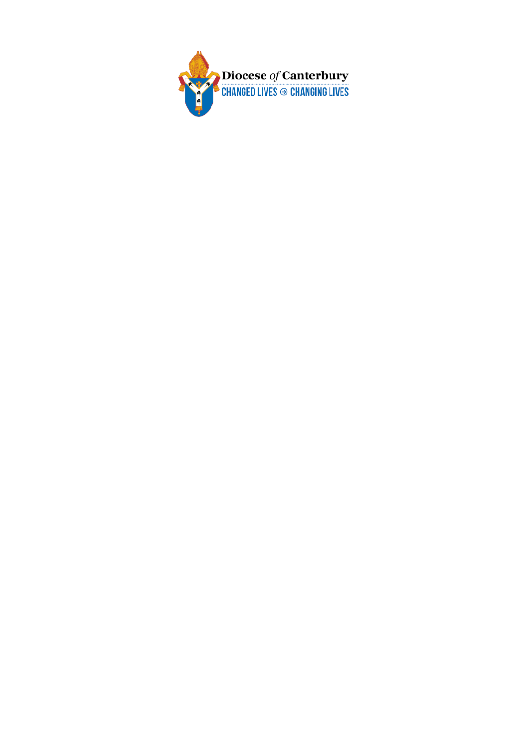Diocese of Canterbury

CHANGED LIVES ➔ CHANGING LIVES